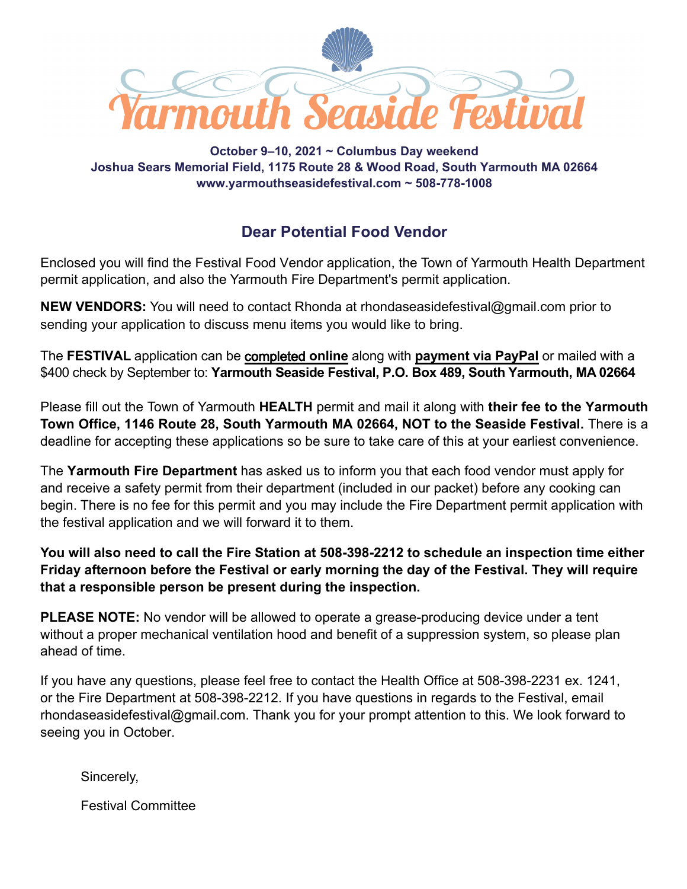# Yarmouth Seaside Festival

**October 9–10, 2021 ~ Columbus Day weekend**
**Joshua Sears Memorial Field, 1175 Route 28 & Wood Road, South Yarmouth MA 02664**
**www.yarmouthseasidefestival.com ~ 508-778-1008**

## Dear Potential Food Vendor

Enclosed you will find the Festival Food Vendor application, the Town of Yarmouth Health Department permit application, and also the Yarmouth Fire Department's permit application.

**NEW VENDORS:** You will need to contact Rhonda at rhondaseasidefestival@gmail.com prior to sending your application to discuss menu items you would like to bring.

The **FESTIVAL** application can be completed online along with **payment via PayPal** or mailed with a $400 check by September to: **Yarmouth Seaside Festival, P.O. Box 489, South Yarmouth, MA 02664**

Please fill out the Town of Yarmouth **HEALTH** permit and mail it along with **their fee to the Yarmouth Town Office, 1146 Route 28, South Yarmouth MA 02664, NOT to the Seaside Festival.** There is a deadline for accepting these applications so be sure to take care of this at your earliest convenience.

The **Yarmouth Fire Department** has asked us to inform you that each food vendor must apply for and receive a safety permit from their department (included in our packet) before any cooking can begin. There is no fee for this permit and you may include the Fire Department permit application with the festival application and we will forward it to them.

**You will also need to call the Fire Station at 508-398-2212 to schedule an inspection time either Friday afternoon before the Festival or early morning the day of the Festival. They will require that a responsible person be present during the inspection.**

**PLEASE NOTE:** No vendor will be allowed to operate a grease-producing device under a tent without a proper mechanical ventilation hood and benefit of a suppression system, so please plan ahead of time.

If you have any questions, please feel free to contact the Health Office at 508-398-2231 ex. 1241, or the Fire Department at 508-398-2212. If you have questions in regards to the Festival, email rhondaseasidefestival@gmail.com. Thank you for your prompt attention to this. We look forward to seeing you in October.

Sincerely,

Festival Committee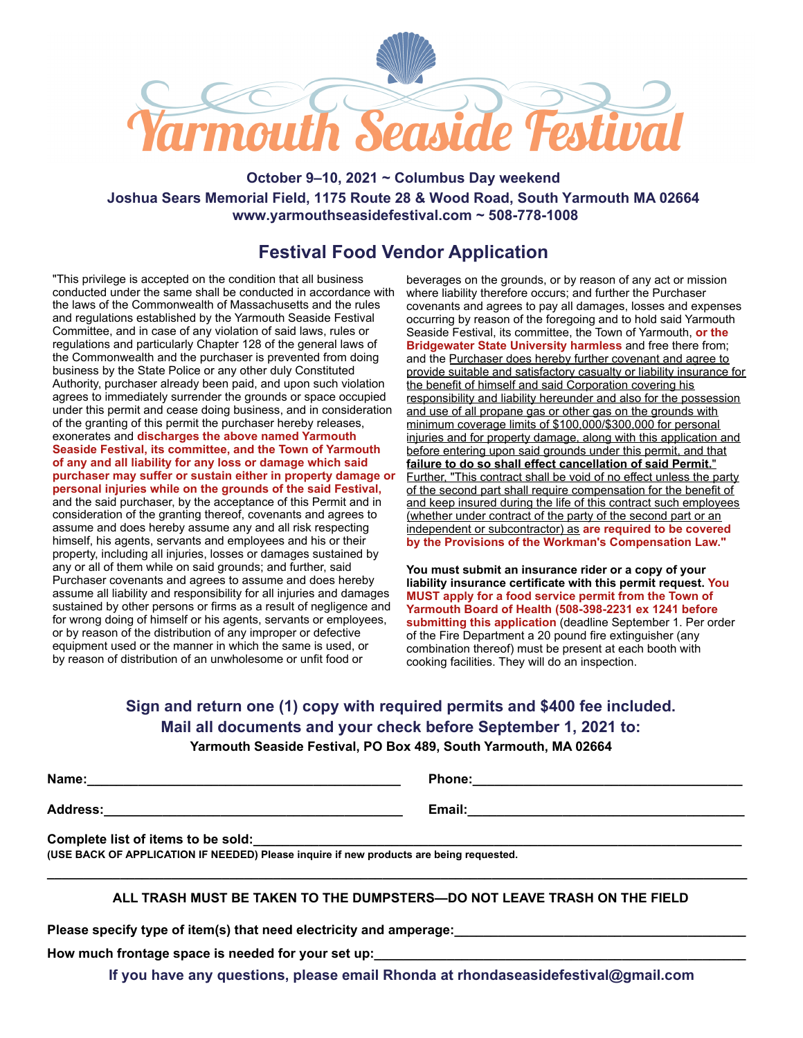# Yarmouth Seaside Festival

**October 9–10, 2021 ~ Columbus Day weekend**
**Joshua Sears Memorial Field, 1175 Route 28 & Wood Road, South Yarmouth MA 02664**
**www.yarmouthseasidefestival.com ~ 508-778-1008**

## Festival Food Vendor Application

"This privilege is accepted on the condition that all business conducted under the same shall be conducted in accordance with the laws of the Commonwealth of Massachusetts and the rules and regulations established by the Yarmouth Seaside Festival Committee, and in case of any violation of said laws, rules or regulations and particularly Chapter 128 of the general laws of the Commonwealth and the purchaser is prevented from doing business by the State Police or any other duly Constituted Authority, purchaser already been paid, and upon such violation agrees to immediately surrender the grounds or space occupied under this permit and cease doing business, and in consideration of the granting of this permit the purchaser hereby releases, exonerates and **discharges the above named Yarmouth Seaside Festival, its committee, and the Town of Yarmouth of any and all liability for any loss or damage which said purchaser may suffer or sustain either in property damage or personal injuries while on the grounds of the said Festival,** and the said purchaser, by the acceptance of this Permit and in consideration of the granting thereof, covenants and agrees to assume and does hereby assume any and all risk respecting himself, his agents, servants and employees and his or their property, including all injuries, losses or damages sustained by any or all of them while on said grounds; and further, said Purchaser covenants and agrees to assume and does hereby assume all liability and responsibility for all injuries and damages sustained by other persons or firms as a result of negligence and for wrong doing of himself or his agents, servants or employees, or by reason of the distribution of any improper or defective equipment used or the manner in which the same is used, or by reason of distribution of an unwholesome or unfit food or beverages on the grounds, or by reason of any act or mission where liability therefore occurs; and further the Purchaser covenants and agrees to pay all damages, losses and expenses occurring by reason of the foregoing and to hold said Yarmouth Seaside Festival, its committee, the Town of Yarmouth, **or the Bridgewater State University harmless** and free there from; and the Purchaser does hereby further covenant and agree to provide suitable and satisfactory casualty or liability insurance for the benefit of himself and said Corporation covering his responsibility and liability hereunder and also for the possession and use of all propane gas or other gas on the grounds with minimum coverage limits of $100,000/$300,000 for personal injuries and for property damage, along with this application and before entering upon said grounds under this permit, and that **failure to do so shall effect cancellation of said Permit.**" Further, "This contract shall be void of no effect unless the party of the second part shall require compensation for the benefit of and keep insured during the life of this contract such employees (whether under contract of the party of the second part or an independent or subcontractor) as **are required to be covered by the Provisions of the Workman's Compensation Law."**

**You must submit an insurance rider or a copy of your liability insurance certificate with this permit request. You MUST apply for a food service permit from the Town of Yarmouth Board of Health (508-398-2231 ex 1241 before submitting this application** (deadline September 1. Per order of the Fire Department a 20 pound fire extinguisher (any combination thereof) must be present at each booth with cooking facilities. They will do an inspection.

**Sign and return one (1) copy with required permits and $400 fee included.**
**Mail all documents and your check before September 1, 2021 to:**
**Yarmouth Seaside Festival, PO Box 489, South Yarmouth, MA 02664**

**Name:**\_\_\_\_\_\_\_\_\_\_\_\_\_\_\_\_\_\_\_\_\_\_\_\_\_\_\_\_\_\_ **Phone:**\_\_\_\_\_\_\_\_\_\_\_\_\_\_\_\_\_\_\_\_\_\_\_\_\_\_\_\_\_\_

**Address:**\_\_\_\_\_\_\_\_\_\_\_\_\_\_\_\_\_\_\_\_\_\_\_\_\_\_\_\_\_\_ **Email:**\_\_\_\_\_\_\_\_\_\_\_\_\_\_\_\_\_\_\_\_\_\_\_\_\_\_\_\_\_\_

**Complete list of items to be sold:**\_\_\_\_\_\_\_\_\_\_\_\_\_\_\_\_\_\_\_\_\_\_\_\_\_\_\_\_\_\_\_\_\_\_\_\_\_\_\_\_
**(USE BACK OF APPLICATION IF NEEDED) Please inquire if new products are being requested.**

---

**ALL TRASH MUST BE TAKEN TO THE DUMPSTERS—DO NOT LEAVE TRASH ON THE FIELD**

**Please specify type of item(s) that need electricity and amperage:**\_\_\_\_\_\_\_\_\_\_\_\_\_\_\_\_\_\_\_\_\_\_\_\_\_\_\_\_\_\_

**How much frontage space is needed for your set up:**\_\_\_\_\_\_\_\_\_\_\_\_\_\_\_\_\_\_\_\_\_\_\_\_\_\_\_\_\_\_

**If you have any questions, please email Rhonda at rhondaseasidefestival@gmail.com**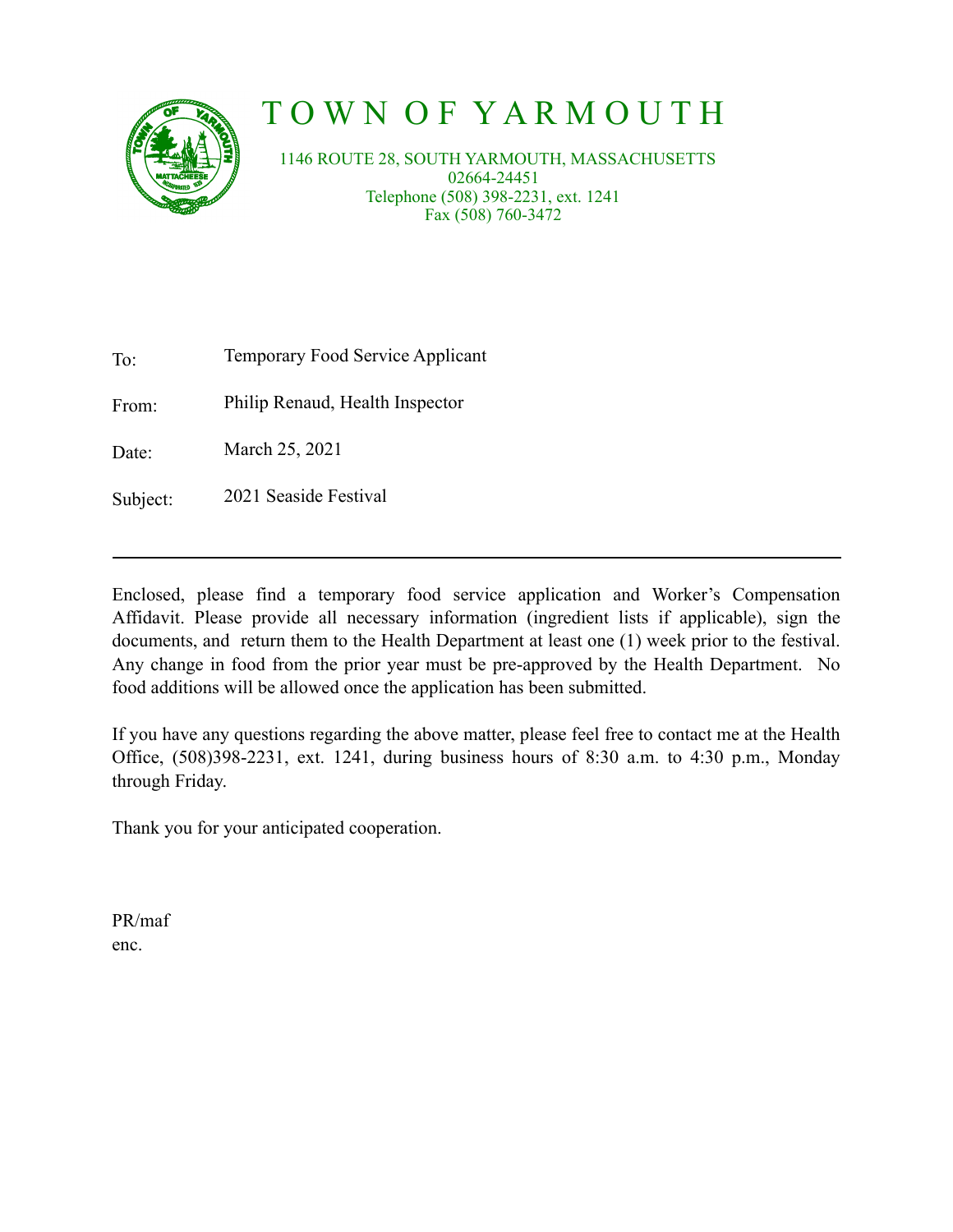# TOWN OF YARMOUTH

1146 ROUTE 28, SOUTH YARMOUTH, MASSACHUSETTS
02664-24451
Telephone (508) 398-2231, ext. 1241
Fax (508) 760-3472

| | |
|---|---|
| To: | Temporary Food Service Applicant |
| From: | Philip Renaud, Health Inspector |
| Date: | March 25, 2021 |
| Subject: | 2021 Seaside Festival |

---

Enclosed, please find a temporary food service application and Worker's Compensation Affidavit. Please provide all necessary information (ingredient lists if applicable), sign the documents, and return them to the Health Department at least one (1) week prior to the festival. Any change in food from the prior year must be pre-approved by the Health Department. No food additions will be allowed once the application has been submitted.

If you have any questions regarding the above matter, please feel free to contact me at the Health Office, (508)398-2231, ext. 1241, during business hours of 8:30 a.m. to 4:30 p.m., Monday through Friday.

Thank you for your anticipated cooperation.

PR/maf
enc.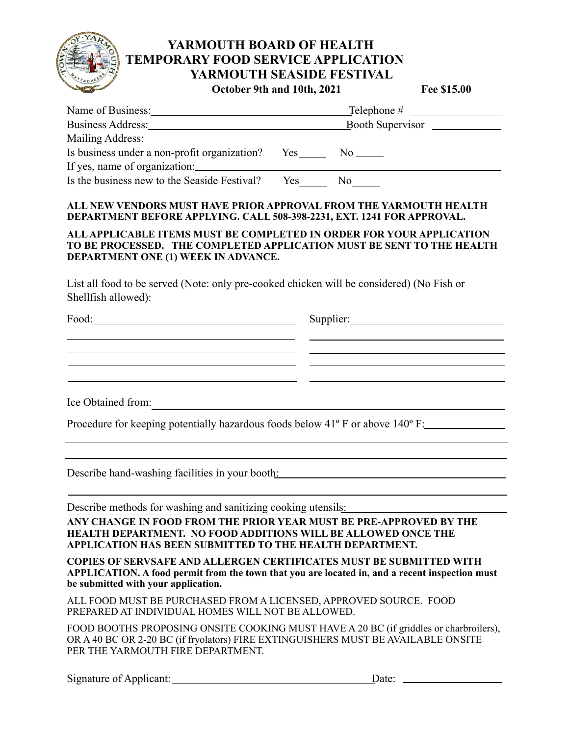# YARMOUTH BOARD OF HEALTH
## TEMPORARY FOOD SERVICE APPLICATION
## YARMOUTH SEASIDE FESTIVAL

**October 9th and 10th, 2021** **Fee $15.00**

Name of Business: ______________________ Telephone # ______________

Business Address: ______________________ Booth Supervisor ______________

Mailing Address: ____________________________________________

Is business under a non-profit organization? Yes_____ No _____

If yes, name of organization: ____________________________________

Is the business new to the Seaside Festival? Yes_____ No_____

**ALL NEW VENDORS MUST HAVE PRIOR APPROVAL FROM THE YARMOUTH HEALTH DEPARTMENT BEFORE APPLYING. CALL 508-398-2231, EXT. 1241 FOR APPROVAL.**

**ALL APPLICABLE ITEMS MUST BE COMPLETED IN ORDER FOR YOUR APPLICATION TO BE PROCESSED. THE COMPLETED APPLICATION MUST BE SENT TO THE HEALTH DEPARTMENT ONE (1) WEEK IN ADVANCE.**

List all food to be served (Note: only pre-cooked chicken will be considered) (No Fish or Shellfish allowed):

| Food: | Supplier: |
|---|---|
| | |
| | |
| | |
| | |

Ice Obtained from: ____________________________________________

Procedure for keeping potentially hazardous foods below 41º F or above 140º F: ______________

____________________________________________

Describe hand-washing facilities in your booth: ____________________________________________

____________________________________________

Describe methods for washing and sanitizing cooking utensils: ______________________________

**ANY CHANGE IN FOOD FROM THE PRIOR YEAR MUST BE PRE-APPROVED BY THE HEALTH DEPARTMENT. NO FOOD ADDITIONS WILL BE ALLOWED ONCE THE APPLICATION HAS BEEN SUBMITTED TO THE HEALTH DEPARTMENT.**

**COPIES OF SERVSAFE AND ALLERGEN CERTIFICATES MUST BE SUBMITTED WITH APPLICATION. A food permit from the town that you are located in, and a recent inspection must be submitted with your application.**

ALL FOOD MUST BE PURCHASED FROM A LICENSED, APPROVED SOURCE. FOOD PREPARED AT INDIVIDUAL HOMES WILL NOT BE ALLOWED.

FOOD BOOTHS PROPOSING ONSITE COOKING MUST HAVE A 20 BC (if griddles or charbroilers), OR A 40 BC OR 2-20 BC (if fryolators) FIRE EXTINGUISHERS MUST BE AVAILABLE ONSITE PER THE YARMOUTH FIRE DEPARTMENT.

Signature of Applicant: ______________________ Date: ______________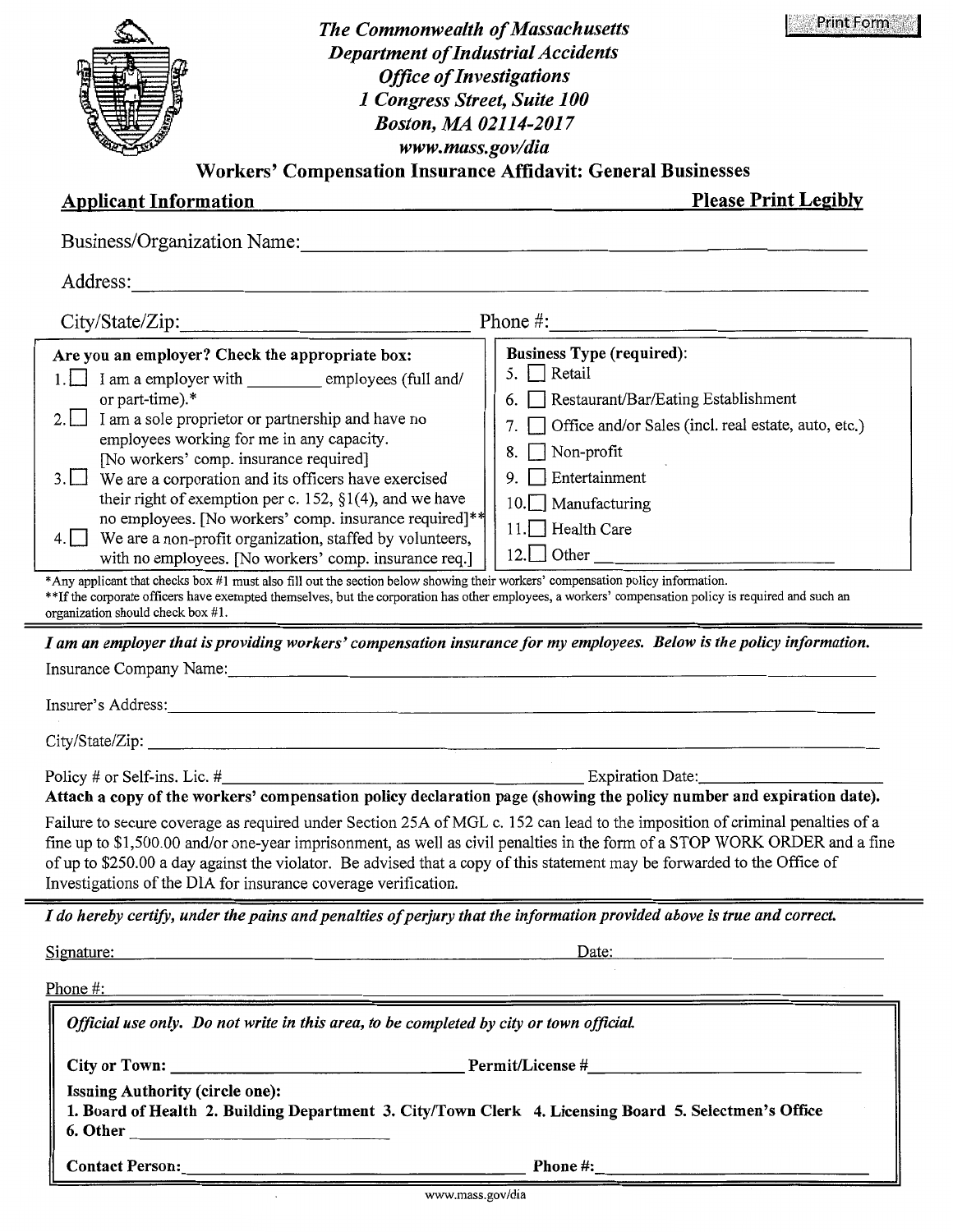*The Commonwealth of Massachusetts*
*Department of Industrial Accidents*
*Office of Investigations*
*1 Congress Street, Suite 100*
*Boston, MA 02114-2017*
*www.mass.gov/dia*

## Workers' Compensation Insurance Affidavit: General Businesses

**Applicant Information** **Please Print Legibly**

Business/Organization Name: ____________________

Address: ____________________

City/State/Zip: ____________________ Phone #: ____________________

**Are you an employer? Check the appropriate box:**

1. ☐ I am a employer with ________ employees (full and/ or part-time).*
2. ☐ I am a sole proprietor or partnership and have no employees working for me in any capacity. [No workers' comp. insurance required]
3. ☐ We are a corporation and its officers have exercised their right of exemption per c. 152, §1(4), and we have no employees. [No workers' comp. insurance required]**
4. ☐ We are a non-profit organization, staffed by volunteers, with no employees. [No workers' comp. insurance req.]

**Business Type (required):**

5. ☐ Retail
6. ☐ Restaurant/Bar/Eating Establishment
7. ☐ Office and/or Sales (incl. real estate, auto, etc.)
8. ☐ Non-profit
9. ☐ Entertainment
10. ☐ Manufacturing
11. ☐ Health Care
12. ☐ Other ____________________

*Any applicant that checks box #1 must also fill out the section below showing their workers' compensation policy information.
**If the corporate officers have exempted themselves, but the corporation has other employees, a workers' compensation policy is required and such an organization should check box #1.

***I am an employer that is providing workers' compensation insurance for my employees. Below is the policy information.***

Insurance Company Name: ____________________

Insurer's Address: ____________________

City/State/Zip: ____________________

Policy # or Self-ins. Lic. # ____________________ Expiration Date: ____________________

**Attach a copy of the workers' compensation policy declaration page (showing the policy number and expiration date).**

Failure to secure coverage as required under Section 25A of MGL c. 152 can lead to the imposition of criminal penalties of a fine up to $1,500.00 and/or one-year imprisonment, as well as civil penalties in the form of a STOP WORK ORDER and a fine of up to $250.00 a day against the violator. Be advised that a copy of this statement may be forwarded to the Office of Investigations of the DIA for insurance coverage verification.

***I do hereby certify, under the pains and penalties of perjury that the information provided above is true and correct.***

Signature: ____________________ Date: ____________________

Phone #: ____________________

*Official use only. Do not write in this area, to be completed by city or town official.*

**City or Town:** ____________________ **Permit/License #** ____________________

**Issuing Authority (circle one):**
**1. Board of Health 2. Building Department 3. City/Town Clerk 4. Licensing Board 5. Selectmen's Office 6. Other** ____________________

**Contact Person:** ____________________ **Phone #:** ____________________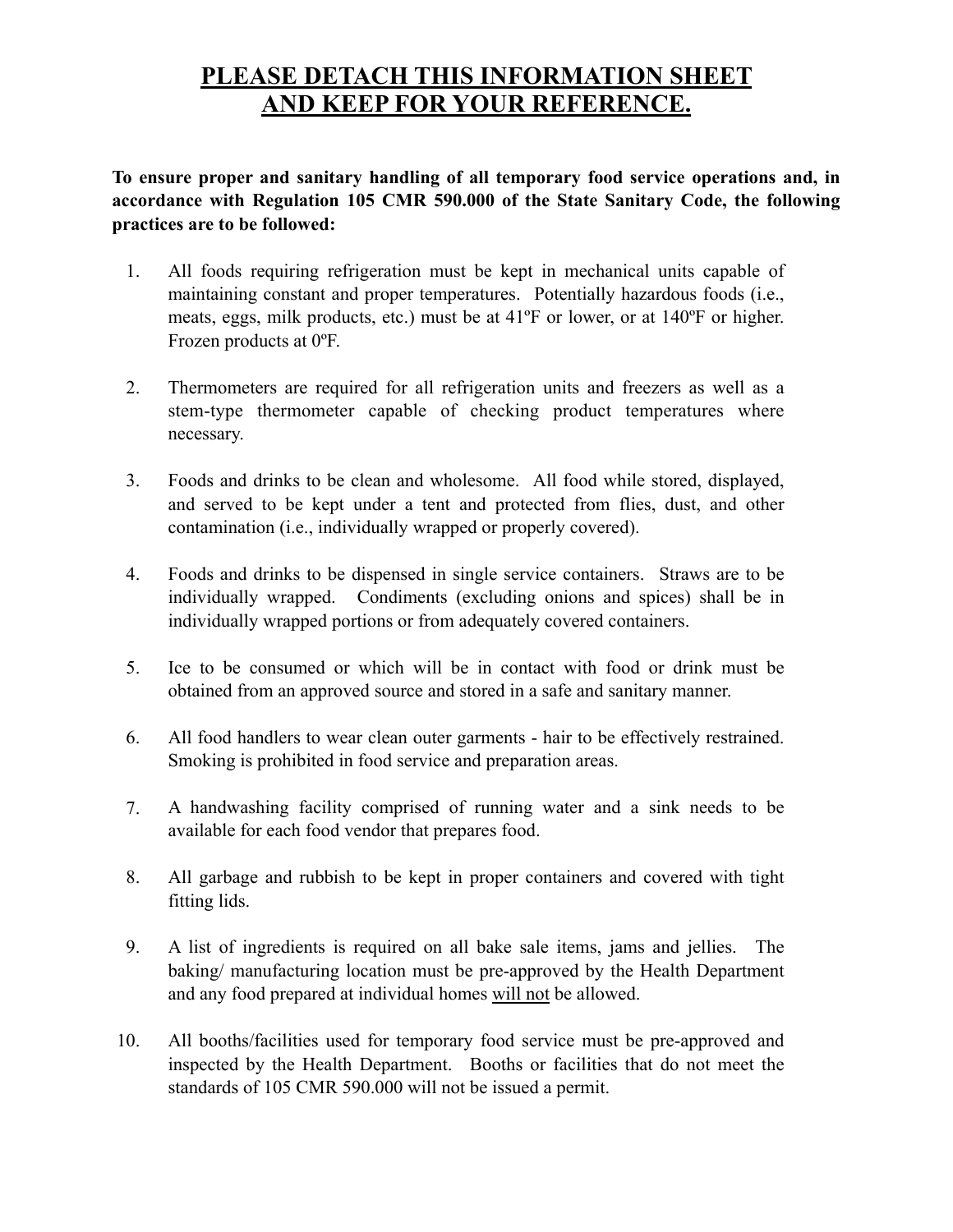# PLEASE DETACH THIS INFORMATION SHEET AND KEEP FOR YOUR REFERENCE.

**To ensure proper and sanitary handling of all temporary food service operations and, in accordance with Regulation 105 CMR 590.000 of the State Sanitary Code, the following practices are to be followed:**

1. All foods requiring refrigeration must be kept in mechanical units capable of maintaining constant and proper temperatures. Potentially hazardous foods (i.e., meats, eggs, milk products, etc.) must be at 41ºF or lower, or at 140ºF or higher. Frozen products at 0ºF.

2. Thermometers are required for all refrigeration units and freezers as well as a stem-type thermometer capable of checking product temperatures where necessary.

3. Foods and drinks to be clean and wholesome. All food while stored, displayed, and served to be kept under a tent and protected from flies, dust, and other contamination (i.e., individually wrapped or properly covered).

4. Foods and drinks to be dispensed in single service containers. Straws are to be individually wrapped. Condiments (excluding onions and spices) shall be in individually wrapped portions or from adequately covered containers.

5. Ice to be consumed or which will be in contact with food or drink must be obtained from an approved source and stored in a safe and sanitary manner.

6. All food handlers to wear clean outer garments - hair to be effectively restrained. Smoking is prohibited in food service and preparation areas.

7. A handwashing facility comprised of running water and a sink needs to be available for each food vendor that prepares food.

8. All garbage and rubbish to be kept in proper containers and covered with tight fitting lids.

9. A list of ingredients is required on all bake sale items, jams and jellies. The baking/ manufacturing location must be pre-approved by the Health Department and any food prepared at individual homes <u>will not</u> be allowed.

10. All booths/facilities used for temporary food service must be pre-approved and inspected by the Health Department. Booths or facilities that do not meet the standards of 105 CMR 590.000 will not be issued a permit.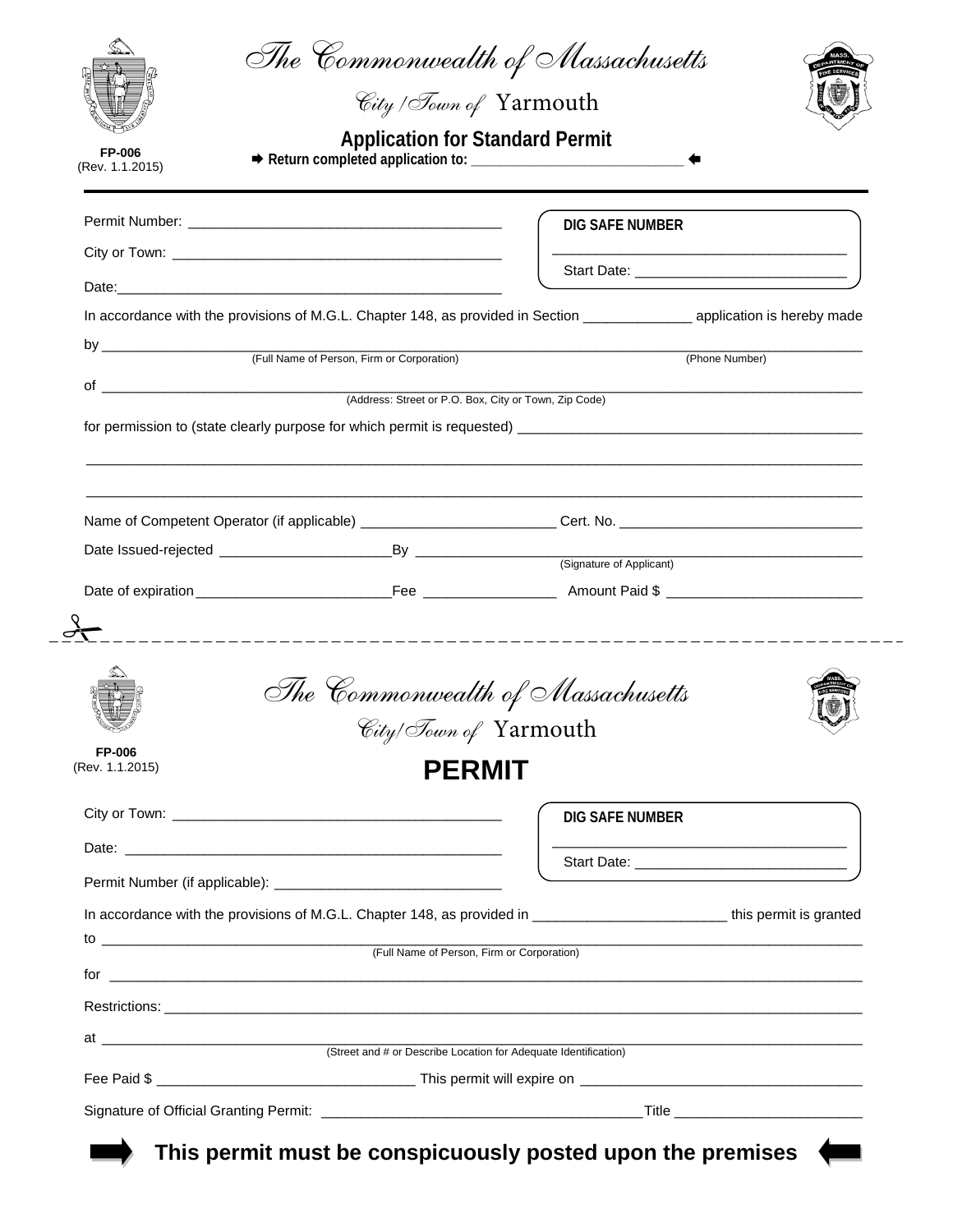# The Commonwealth of Massachusetts

City / Town of Yarmouth

**FP-006**
(Rev. 1.1.2015)

## Application for Standard Permit

➡ **Return completed application to: ____________________________** ⬅

Permit Number: _______________________________________

City or Town: _________________________________________

Date: _______________________________________________

**DIG SAFE NUMBER**

___________________________________

Start Date: __________________________

In accordance with the provisions of M.G.L. Chapter 148, as provided in Section _____________ application is hereby made

by ______________________________________________________________________________________________
(Full Name of Person, Firm or Corporation) (Phone Number)

of ______________________________________________________________________________________________
(Address: Street or P.O. Box, City or Town, Zip Code)

for permission to (state clearly purpose for which permit is requested) ___________________________________________

_________________________________________________________________________________________________

_________________________________________________________________________________________________

Name of Competent Operator (if applicable) ________________________ Cert. No. _______________________________

Date Issued-rejected _____________________By ___________________________________________________________
(Signature of Applicant)

Date of expiration________________________Fee ________________ Amount Paid $ _______________________

---

# The Commonwealth of Massachusetts

City/Town of Yarmouth

**FP-006**
(Rev. 1.1.2015)

## PERMIT

City or Town: _________________________________________

Date: _______________________________________________

Permit Number (if applicable): ____________________________

**DIG SAFE NUMBER**

___________________________________

Start Date: __________________________

In accordance with the provisions of M.G.L. Chapter 148, as provided in ________________________ this permit is granted

to _______________________________________________________________________________________________
(Full Name of Person, Firm or Corporation)

for _______________________________________________________________________________________________

Restrictions: _______________________________________________________________________________________

at ________________________________________________________________________________________________
(Street and # or Describe Location for Adequate Identification)

Fee Paid $ ________________________________ This permit will expire on ___________________________________

Signature of Official Granting Permit: ________________________________________Title _______________________

➡ **This permit must be conspicuously posted upon the premises** ⬅